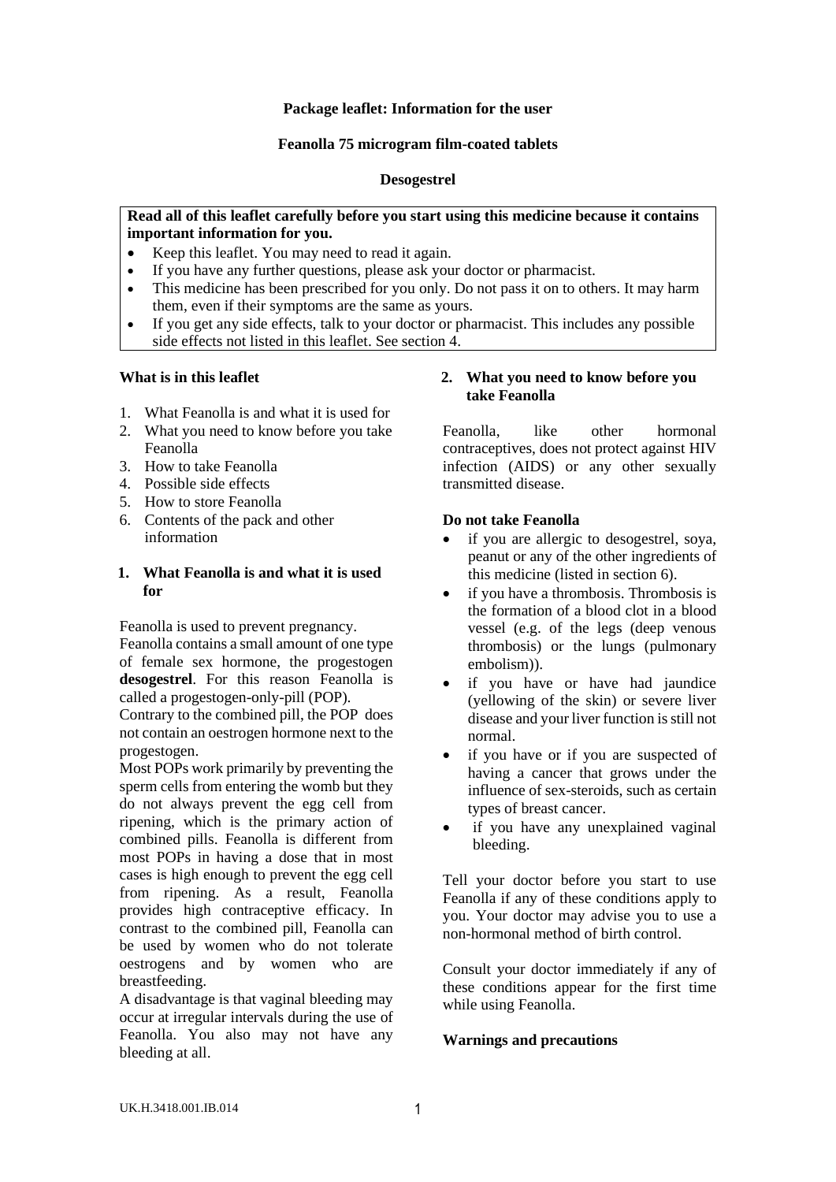**Package leaflet: Information for the user**

**Feanolla 75 microgram film-coated tablets**

**Desogestrel**

**Read all of this leaflet carefully before you start using this medicine because it contains important information for you.**

- Keep this leaflet. You may need to read it again.
- If you have any further questions, please ask your doctor or pharmacist.
- This medicine has been prescribed for you only. Do not pass it on to others. It may harm them, even if their symptoms are the same as yours.
- If you get any side effects, talk to your doctor or pharmacist. This includes any possible side effects not listed in this leaflet. See section 4.

**What is in this leaflet**

1. What Feanolla is and what it is used for
2. What you need to know before you take Feanolla
3. How to take Feanolla
4. Possible side effects
5. How to store Feanolla
6. Contents of the pack and other information

## 1. What Feanolla is and what it is used for

Feanolla is used to prevent pregnancy.

Feanolla contains a small amount of one type of female sex hormone, the progestogen **desogestrel**. For this reason Feanolla is called a progestogen-only-pill (POP).

Contrary to the combined pill, the POP does not contain an oestrogen hormone next to the progestogen.

Most POPs work primarily by preventing the sperm cells from entering the womb but they do not always prevent the egg cell from ripening, which is the primary action of combined pills. Feanolla is different from most POPs in having a dose that in most cases is high enough to prevent the egg cell from ripening. As a result, Feanolla provides high contraceptive efficacy. In contrast to the combined pill, Feanolla can be used by women who do not tolerate oestrogens and by women who are breastfeeding.

A disadvantage is that vaginal bleeding may occur at irregular intervals during the use of Feanolla. You also may not have any bleeding at all.

## 2. What you need to know before you take Feanolla

Feanolla, like other hormonal contraceptives, does not protect against HIV infection (AIDS) or any other sexually transmitted disease.

**Do not take Feanolla**

- if you are allergic to desogestrel, soya, peanut or any of the other ingredients of this medicine (listed in section 6).
- if you have a thrombosis. Thrombosis is the formation of a blood clot in a blood vessel (e.g. of the legs (deep venous thrombosis) or the lungs (pulmonary embolism)).
- if you have or have had jaundice (yellowing of the skin) or severe liver disease and your liver function is still not normal.
- if you have or if you are suspected of having a cancer that grows under the influence of sex-steroids, such as certain types of breast cancer.
- if you have any unexplained vaginal bleeding.

Tell your doctor before you start to use Feanolla if any of these conditions apply to you. Your doctor may advise you to use a non-hormonal method of birth control.

Consult your doctor immediately if any of these conditions appear for the first time while using Feanolla.

**Warnings and precautions**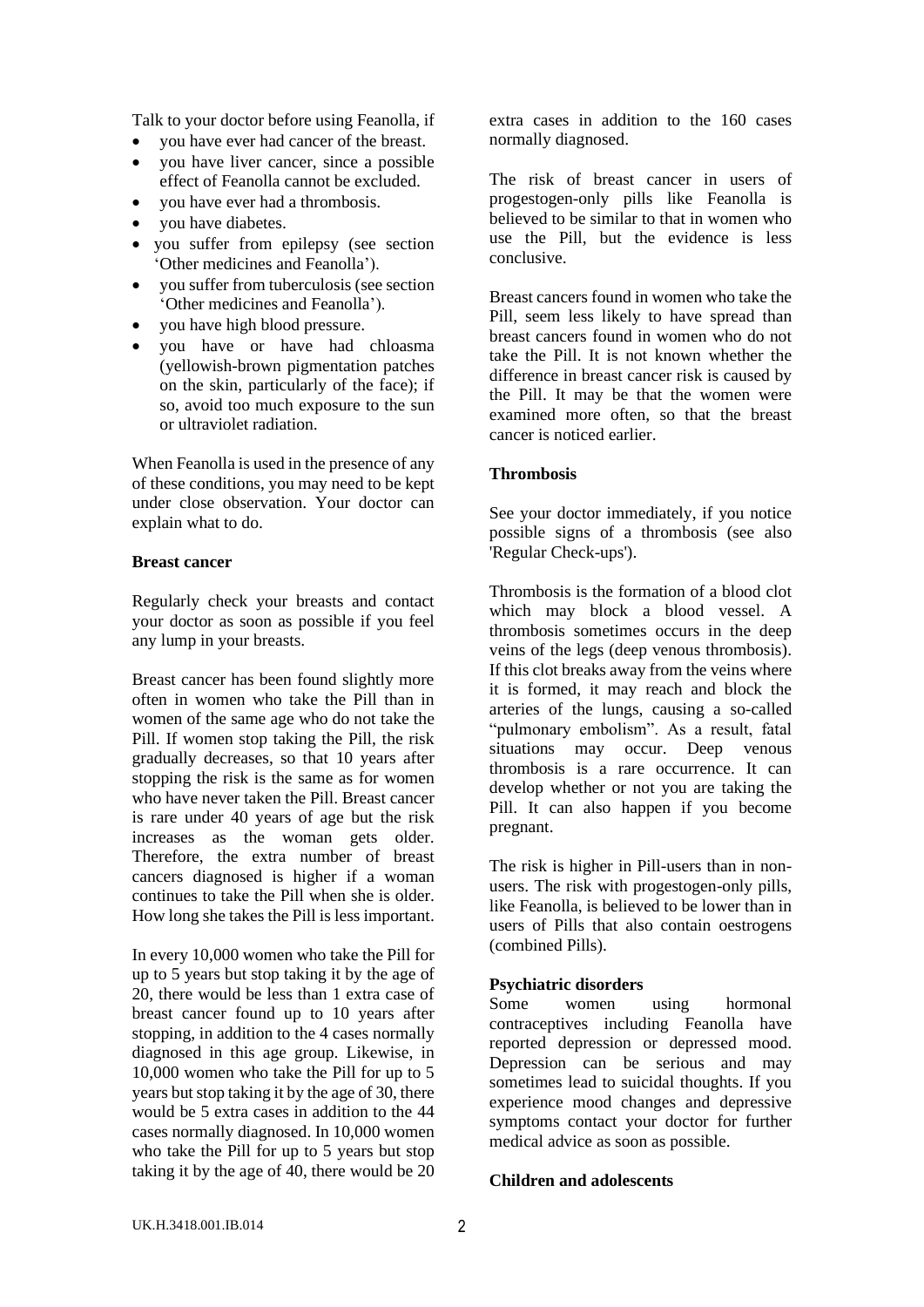Talk to your doctor before using Feanolla, if

- you have ever had cancer of the breast.
- you have liver cancer, since a possible effect of Feanolla cannot be excluded.
- you have ever had a thrombosis.
- you have diabetes.
- you suffer from epilepsy (see section 'Other medicines and Feanolla').
- you suffer from tuberculosis (see section 'Other medicines and Feanolla').
- you have high blood pressure.
- you have or have had chloasma (yellowish-brown pigmentation patches on the skin, particularly of the face); if so, avoid too much exposure to the sun or ultraviolet radiation.

When Feanolla is used in the presence of any of these conditions, you may need to be kept under close observation. Your doctor can explain what to do.

**Breast cancer**

Regularly check your breasts and contact your doctor as soon as possible if you feel any lump in your breasts.

Breast cancer has been found slightly more often in women who take the Pill than in women of the same age who do not take the Pill. If women stop taking the Pill, the risk gradually decreases, so that 10 years after stopping the risk is the same as for women who have never taken the Pill. Breast cancer is rare under 40 years of age but the risk increases as the woman gets older. Therefore, the extra number of breast cancers diagnosed is higher if a woman continues to take the Pill when she is older. How long she takes the Pill is less important.

In every 10,000 women who take the Pill for up to 5 years but stop taking it by the age of 20, there would be less than 1 extra case of breast cancer found up to 10 years after stopping, in addition to the 4 cases normally diagnosed in this age group. Likewise, in 10,000 women who take the Pill for up to 5 years but stop taking it by the age of 30, there would be 5 extra cases in addition to the 44 cases normally diagnosed. In 10,000 women who take the Pill for up to 5 years but stop taking it by the age of 40, there would be 20 extra cases in addition to the 160 cases normally diagnosed.

The risk of breast cancer in users of progestogen-only pills like Feanolla is believed to be similar to that in women who use the Pill, but the evidence is less conclusive.

Breast cancers found in women who take the Pill, seem less likely to have spread than breast cancers found in women who do not take the Pill. It is not known whether the difference in breast cancer risk is caused by the Pill. It may be that the women were examined more often, so that the breast cancer is noticed earlier.

**Thrombosis**

See your doctor immediately, if you notice possible signs of a thrombosis (see also 'Regular Check-ups').

Thrombosis is the formation of a blood clot which may block a blood vessel. A thrombosis sometimes occurs in the deep veins of the legs (deep venous thrombosis). If this clot breaks away from the veins where it is formed, it may reach and block the arteries of the lungs, causing a so-called "pulmonary embolism". As a result, fatal situations may occur. Deep venous thrombosis is a rare occurrence. It can develop whether or not you are taking the Pill. It can also happen if you become pregnant.

The risk is higher in Pill-users than in non-users. The risk with progestogen-only pills, like Feanolla, is believed to be lower than in users of Pills that also contain oestrogens (combined Pills).

**Psychiatric disorders**

Some women using hormonal contraceptives including Feanolla have reported depression or depressed mood. Depression can be serious and may sometimes lead to suicidal thoughts. If you experience mood changes and depressive symptoms contact your doctor for further medical advice as soon as possible.

**Children and adolescents**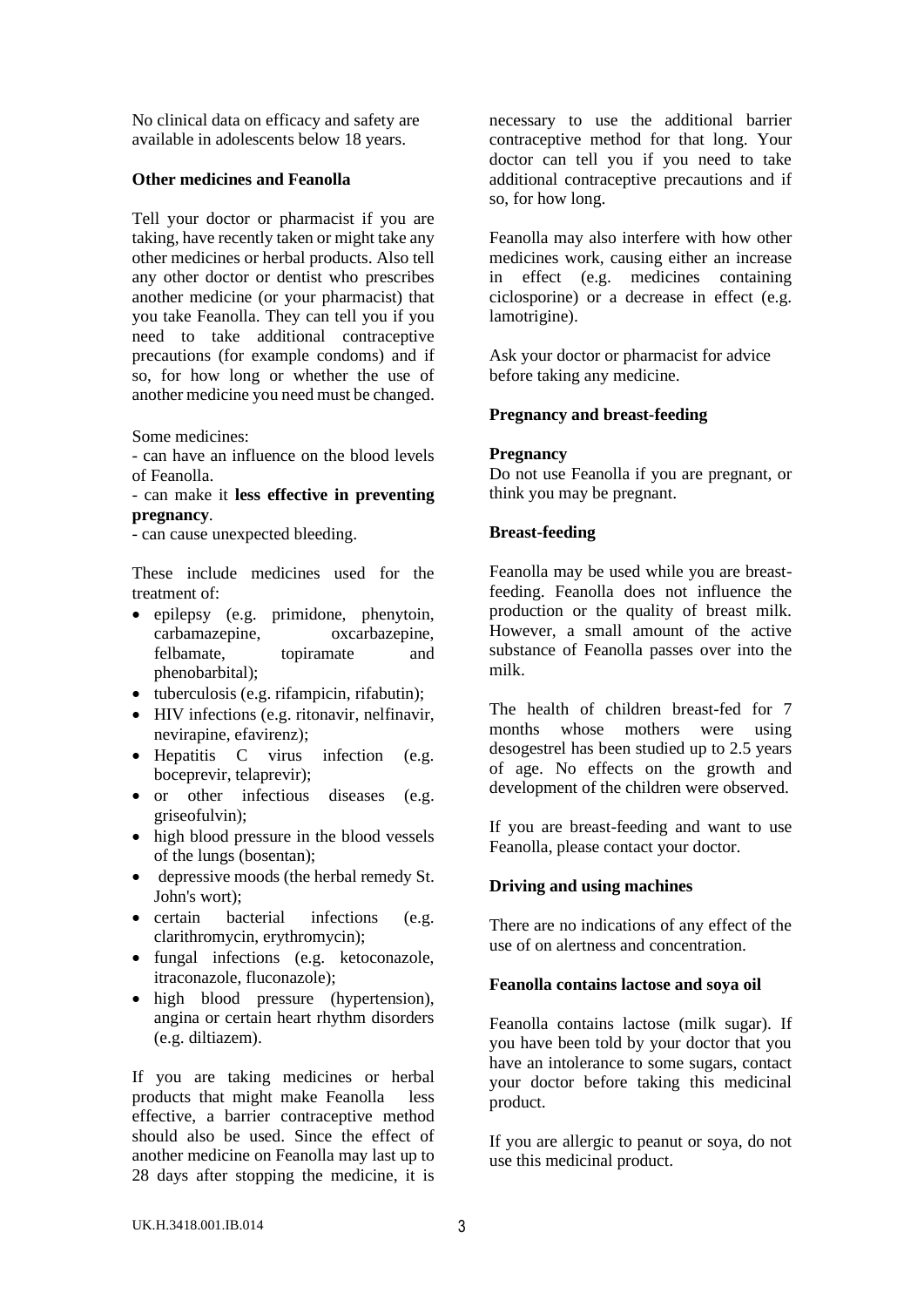No clinical data on efficacy and safety are available in adolescents below 18 years.

**Other medicines and Feanolla**

Tell your doctor or pharmacist if you are taking, have recently taken or might take any other medicines or herbal products. Also tell any other doctor or dentist who prescribes another medicine (or your pharmacist) that you take Feanolla. They can tell you if you need to take additional contraceptive precautions (for example condoms) and if so, for how long or whether the use of another medicine you need must be changed.

Some medicines:
- can have an influence on the blood levels of Feanolla.
- can make it **less effective in preventing pregnancy**.
- can cause unexpected bleeding.

These include medicines used for the treatment of:

- epilepsy (e.g. primidone, phenytoin, carbamazepine, oxcarbazepine, felbamate, topiramate and phenobarbital);
- tuberculosis (e.g. rifampicin, rifabutin);
- HIV infections (e.g. ritonavir, nelfinavir, nevirapine, efavirenz);
- Hepatitis C virus infection (e.g. boceprevir, telaprevir);
- or other infectious diseases (e.g. griseofulvin);
- high blood pressure in the blood vessels of the lungs (bosentan);
- depressive moods (the herbal remedy St. John's wort);
- certain bacterial infections (e.g. clarithromycin, erythromycin);
- fungal infections (e.g. ketoconazole, itraconazole, fluconazole);
- high blood pressure (hypertension), angina or certain heart rhythm disorders (e.g. diltiazem).

If you are taking medicines or herbal products that might make Feanolla less effective, a barrier contraceptive method should also be used. Since the effect of another medicine on Feanolla may last up to 28 days after stopping the medicine, it is necessary to use the additional barrier contraceptive method for that long. Your doctor can tell you if you need to take additional contraceptive precautions and if so, for how long.

Feanolla may also interfere with how other medicines work, causing either an increase in effect (e.g. medicines containing ciclosporine) or a decrease in effect (e.g. lamotrigine).

Ask your doctor or pharmacist for advice before taking any medicine.

**Pregnancy and breast-feeding**

**Pregnancy**
Do not use Feanolla if you are pregnant, or think you may be pregnant.

**Breast-feeding**

Feanolla may be used while you are breast-feeding. Feanolla does not influence the production or the quality of breast milk. However, a small amount of the active substance of Feanolla passes over into the milk.

The health of children breast-fed for 7 months whose mothers were using desogestrel has been studied up to 2.5 years of age. No effects on the growth and development of the children were observed.

If you are breast-feeding and want to use Feanolla, please contact your doctor.

**Driving and using machines**

There are no indications of any effect of the use of on alertness and concentration.

**Feanolla contains lactose and soya oil**

Feanolla contains lactose (milk sugar). If you have been told by your doctor that you have an intolerance to some sugars, contact your doctor before taking this medicinal product.

If you are allergic to peanut or soya, do not use this medicinal product.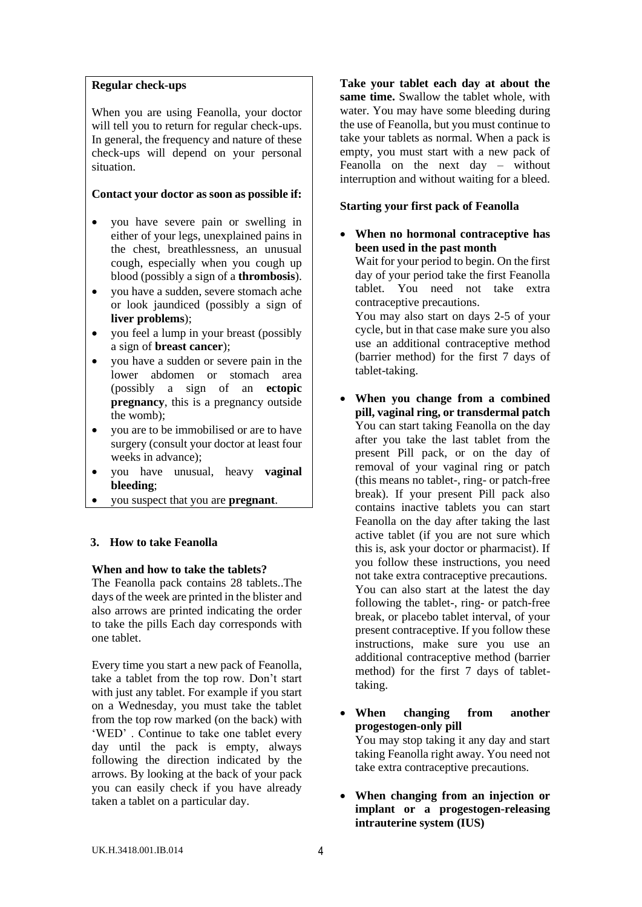**Regular check-ups**

When you are using Feanolla, your doctor will tell you to return for regular check-ups. In general, the frequency and nature of these check-ups will depend on your personal situation.

**Contact your doctor as soon as possible if:**

- you have severe pain or swelling in either of your legs, unexplained pains in the chest, breathlessness, an unusual cough, especially when you cough up blood (possibly a sign of a **thrombosis**).
- you have a sudden, severe stomach ache or look jaundiced (possibly a sign of **liver problems**);
- you feel a lump in your breast (possibly a sign of **breast cancer**);
- you have a sudden or severe pain in the lower abdomen or stomach area (possibly a sign of an **ectopic pregnancy**, this is a pregnancy outside the womb);
- you are to be immobilised or are to have surgery (consult your doctor at least four weeks in advance);
- you have unusual, heavy **vaginal bleeding**;
- you suspect that you are **pregnant**.

## 3. How to take Feanolla

**When and how to take the tablets?**

The Feanolla pack contains 28 tablets..The days of the week are printed in the blister and also arrows are printed indicating the order to take the pills Each day corresponds with one tablet.

Every time you start a new pack of Feanolla, take a tablet from the top row. Don't start with just any tablet. For example if you start on a Wednesday, you must take the tablet from the top row marked (on the back) with 'WED' . Continue to take one tablet every day until the pack is empty, always following the direction indicated by the arrows. By looking at the back of your pack you can easily check if you have already taken a tablet on a particular day.

**Take your tablet each day at about the same time.** Swallow the tablet whole, with water. You may have some bleeding during the use of Feanolla, but you must continue to take your tablets as normal. When a pack is empty, you must start with a new pack of Feanolla on the next day – without interruption and without waiting for a bleed.

**Starting your first pack of Feanolla**

- **When no hormonal contraceptive has been used in the past month**
  Wait for your period to begin. On the first day of your period take the first Feanolla tablet. You need not take extra contraceptive precautions.
  You may also start on days 2-5 of your cycle, but in that case make sure you also use an additional contraceptive method (barrier method) for the first 7 days of tablet-taking.

- **When you change from a combined pill, vaginal ring, or transdermal patch**
  You can start taking Feanolla on the day after you take the last tablet from the present Pill pack, or on the day of removal of your vaginal ring or patch (this means no tablet-, ring- or patch-free break). If your present Pill pack also contains inactive tablets you can start Feanolla on the day after taking the last active tablet (if you are not sure which this is, ask your doctor or pharmacist). If you follow these instructions, you need not take extra contraceptive precautions.
  You can also start at the latest the day following the tablet-, ring- or patch-free break, or placebo tablet interval, of your present contraceptive. If you follow these instructions, make sure you use an additional contraceptive method (barrier method) for the first 7 days of tablet-taking.

- **When changing from another progestogen-only pill**
  You may stop taking it any day and start taking Feanolla right away. You need not take extra contraceptive precautions.

- **When changing from an injection or implant or a progestogen-releasing intrauterine system (IUS)**

UK.H.3418.001.IB.014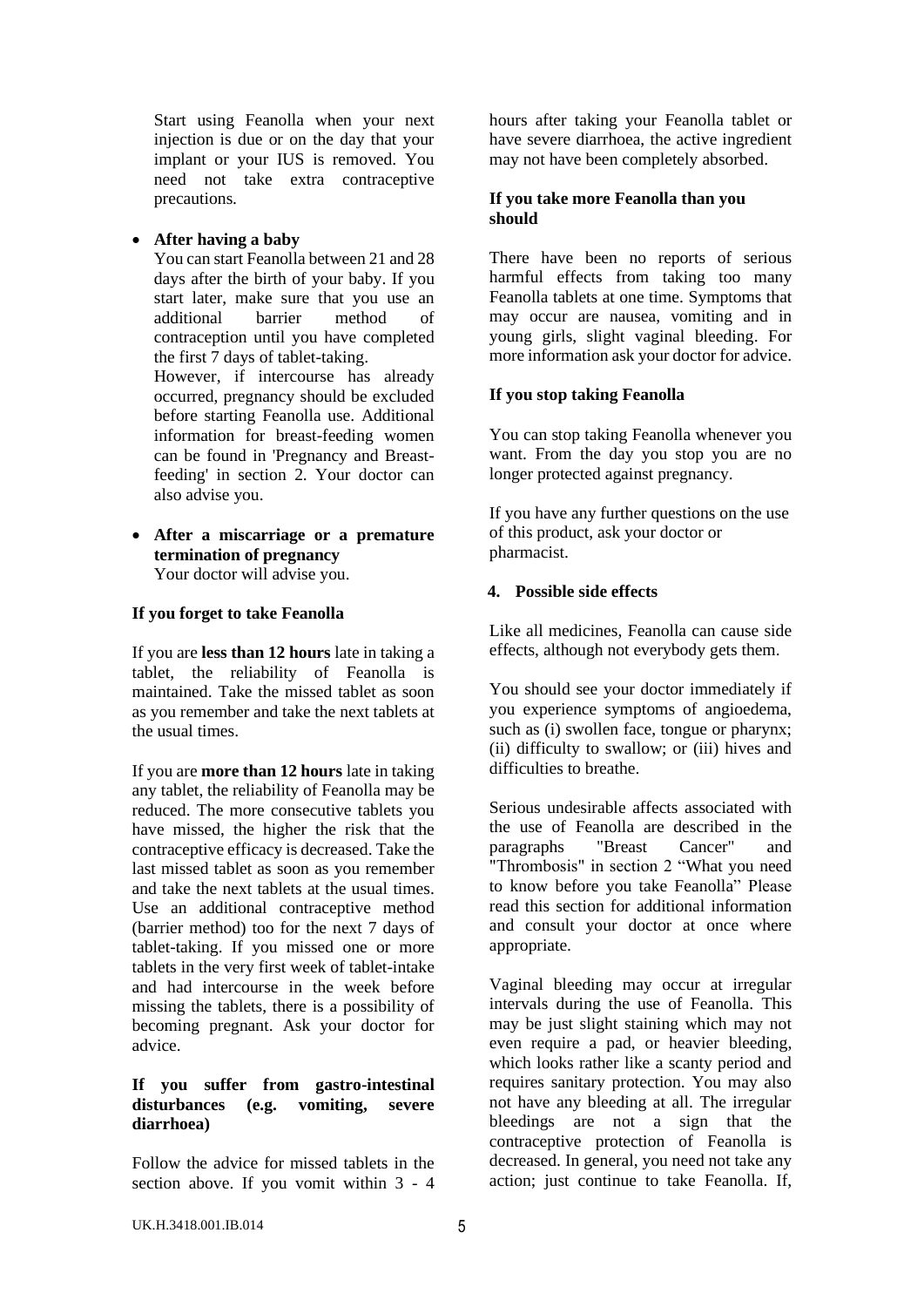Start using Feanolla when your next injection is due or on the day that your implant or your IUS is removed. You need not take extra contraceptive precautions.

- **After having a baby**
  You can start Feanolla between 21 and 28 days after the birth of your baby. If you start later, make sure that you use an additional barrier method of contraception until you have completed the first 7 days of tablet-taking.
  However, if intercourse has already occurred, pregnancy should be excluded before starting Feanolla use. Additional information for breast-feeding women can be found in 'Pregnancy and Breast-feeding' in section 2. Your doctor can also advise you.

- **After a miscarriage or a premature termination of pregnancy**
  Your doctor will advise you.

**If you forget to take Feanolla**

If you are **less than 12 hours** late in taking a tablet, the reliability of Feanolla is maintained. Take the missed tablet as soon as you remember and take the next tablets at the usual times.

If you are **more than 12 hours** late in taking any tablet, the reliability of Feanolla may be reduced. The more consecutive tablets you have missed, the higher the risk that the contraceptive efficacy is decreased. Take the last missed tablet as soon as you remember and take the next tablets at the usual times. Use an additional contraceptive method (barrier method) too for the next 7 days of tablet-taking. If you missed one or more tablets in the very first week of tablet-intake and had intercourse in the week before missing the tablets, there is a possibility of becoming pregnant. Ask your doctor for advice.

**If you suffer from gastro-intestinal disturbances (e.g. vomiting, severe diarrhoea)**

Follow the advice for missed tablets in the section above. If you vomit within 3 - 4 hours after taking your Feanolla tablet or have severe diarrhoea, the active ingredient may not have been completely absorbed.

**If you take more Feanolla than you should**

There have been no reports of serious harmful effects from taking too many Feanolla tablets at one time. Symptoms that may occur are nausea, vomiting and in young girls, slight vaginal bleeding. For more information ask your doctor for advice.

**If you stop taking Feanolla**

You can stop taking Feanolla whenever you want. From the day you stop you are no longer protected against pregnancy.

If you have any further questions on the use of this product, ask your doctor or pharmacist.

## 4. Possible side effects

Like all medicines, Feanolla can cause side effects, although not everybody gets them.

You should see your doctor immediately if you experience symptoms of angioedema, such as (i) swollen face, tongue or pharynx; (ii) difficulty to swallow; or (iii) hives and difficulties to breathe.

Serious undesirable affects associated with the use of Feanolla are described in the paragraphs "Breast Cancer" and "Thrombosis" in section 2 "What you need to know before you take Feanolla" Please read this section for additional information and consult your doctor at once where appropriate.

Vaginal bleeding may occur at irregular intervals during the use of Feanolla. This may be just slight staining which may not even require a pad, or heavier bleeding, which looks rather like a scanty period and requires sanitary protection. You may also not have any bleeding at all. The irregular bleedings are not a sign that the contraceptive protection of Feanolla is decreased. In general, you need not take any action; just continue to take Feanolla. If,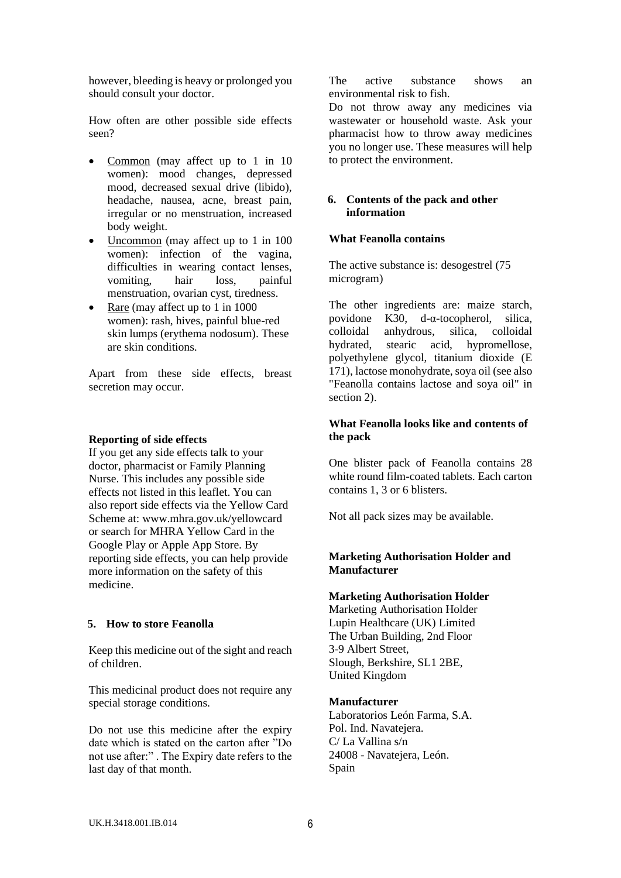however, bleeding is heavy or prolonged you should consult your doctor.

How often are other possible side effects seen?

- Common (may affect up to 1 in 10 women): mood changes, depressed mood, decreased sexual drive (libido), headache, nausea, acne, breast pain, irregular or no menstruation, increased body weight.
- Uncommon (may affect up to 1 in 100 women): infection of the vagina, difficulties in wearing contact lenses, vomiting, hair loss, painful menstruation, ovarian cyst, tiredness.
- Rare (may affect up to 1 in 1000 women): rash, hives, painful blue-red skin lumps (erythema nodosum). These are skin conditions.

Apart from these side effects, breast secretion may occur.

**Reporting of side effects**

If you get any side effects talk to your doctor, pharmacist or Family Planning Nurse. This includes any possible side effects not listed in this leaflet. You can also report side effects via the Yellow Card Scheme at: www.mhra.gov.uk/yellowcard or search for MHRA Yellow Card in the Google Play or Apple App Store. By reporting side effects, you can help provide more information on the safety of this medicine.

## 5. How to store Feanolla

Keep this medicine out of the sight and reach of children.

This medicinal product does not require any special storage conditions.

Do not use this medicine after the expiry date which is stated on the carton after "Do not use after:" . The Expiry date refers to the last day of that month.

The active substance shows an environmental risk to fish.

Do not throw away any medicines via wastewater or household waste. Ask your pharmacist how to throw away medicines you no longer use. These measures will help to protect the environment.

## 6. Contents of the pack and other information

**What Feanolla contains**

The active substance is: desogestrel (75 microgram)

The other ingredients are: maize starch, povidone K30, d-α-tocopherol, silica, colloidal anhydrous, silica, colloidal hydrated, stearic acid, hypromellose, polyethylene glycol, titanium dioxide (E 171), lactose monohydrate, soya oil (see also "Feanolla contains lactose and soya oil" in section 2).

**What Feanolla looks like and contents of the pack**

One blister pack of Feanolla contains 28 white round film-coated tablets. Each carton contains 1, 3 or 6 blisters.

Not all pack sizes may be available.

**Marketing Authorisation Holder and Manufacturer**

**Marketing Authorisation Holder**

Marketing Authorisation Holder
Lupin Healthcare (UK) Limited
The Urban Building, 2nd Floor
3-9 Albert Street,
Slough, Berkshire, SL1 2BE,
United Kingdom

**Manufacturer**

Laboratorios León Farma, S.A.
Pol. Ind. Navatejera.
C/ La Vallina s/n
24008 - Navatejera, León.
Spain

UK.H.3418.001.IB.014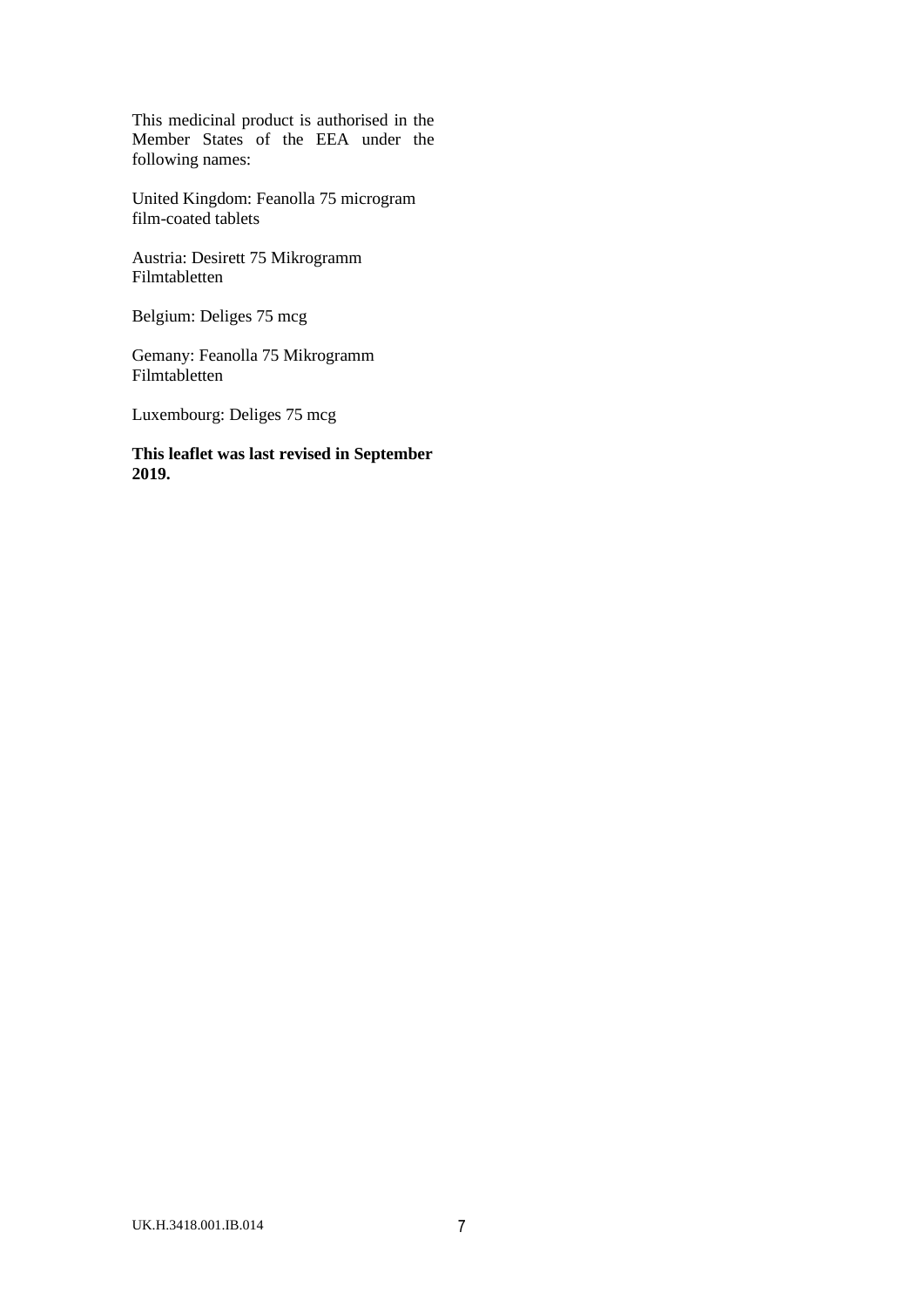This medicinal product is authorised in the Member States of the EEA under the following names:

United Kingdom: Feanolla 75 microgram film-coated tablets

Austria: Desirett 75 Mikrogramm Filmtabletten

Belgium: Deliges 75 mcg

Gemany: Feanolla 75 Mikrogramm Filmtabletten

Luxembourg: Deliges 75 mcg

**This leaflet was last revised in September 2019.**

UK.H.3418.001.IB.014